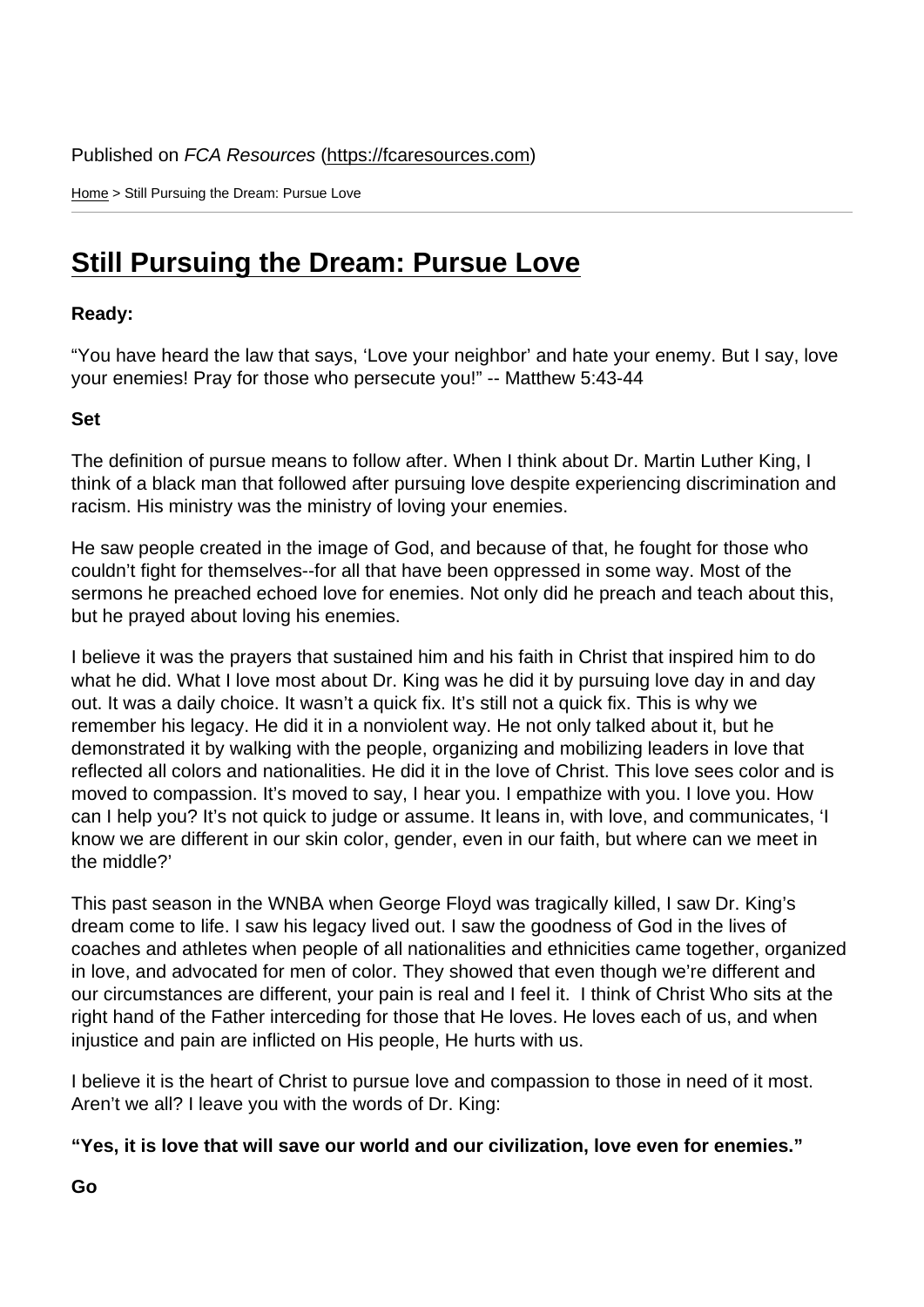Published on *FCA Resources* (https://fcaresources.com)

Home > Still Pursuing the Dream: Pursue Love

# Still Pursuing the Dream: Pursue Love

**Ready:**

"You have heard the law that says, 'Love your neighbor' and hate your enemy. But I say, love your enemies! Pray for those who persecute you!" -- Matthew 5:43-44

**Set**

The definition of pursue means to follow after. When I think about Dr. Martin Luther King, I think of a black man that followed after pursuing love despite experiencing discrimination and racism. His ministry was the ministry of loving your enemies.

He saw people created in the image of God, and because of that, he fought for those who couldn't fight for themselves--for all that have been oppressed in some way. Most of the sermons he preached echoed love for enemies. Not only did he preach and teach about this, but he prayed about loving his enemies.

I believe it was the prayers that sustained him and his faith in Christ that inspired him to do what he did. What I love most about Dr. King was he did it by pursuing love day in and day out. It was a daily choice. It wasn't a quick fix. It's still not a quick fix. This is why we remember his legacy. He did it in a nonviolent way. He not only talked about it, but he demonstrated it by walking with the people, organizing and mobilizing leaders in love that reflected all colors and nationalities. He did it in the love of Christ. This love sees color and is moved to compassion. It's moved to say, I hear you. I empathize with you. I love you. How can I help you? It's not quick to judge or assume. It leans in, with love, and communicates, 'I know we are different in our skin color, gender, even in our faith, but where can we meet in the middle?'

This past season in the WNBA when George Floyd was tragically killed, I saw Dr. King's dream come to life. I saw his legacy lived out. I saw the goodness of God in the lives of coaches and athletes when people of all nationalities and ethnicities came together, organized in love, and advocated for men of color. They showed that even though we're different and our circumstances are different, your pain is real and I feel it. I think of Christ Who sits at the right hand of the Father interceding for those that He loves. He loves each of us, and when injustice and pain are inflicted on His people, He hurts with us.

I believe it is the heart of Christ to pursue love and compassion to those in need of it most. Aren't we all? I leave you with the words of Dr. King:

**"Yes, it is love that will save our world and our civilization, love even for enemies."**

**Go**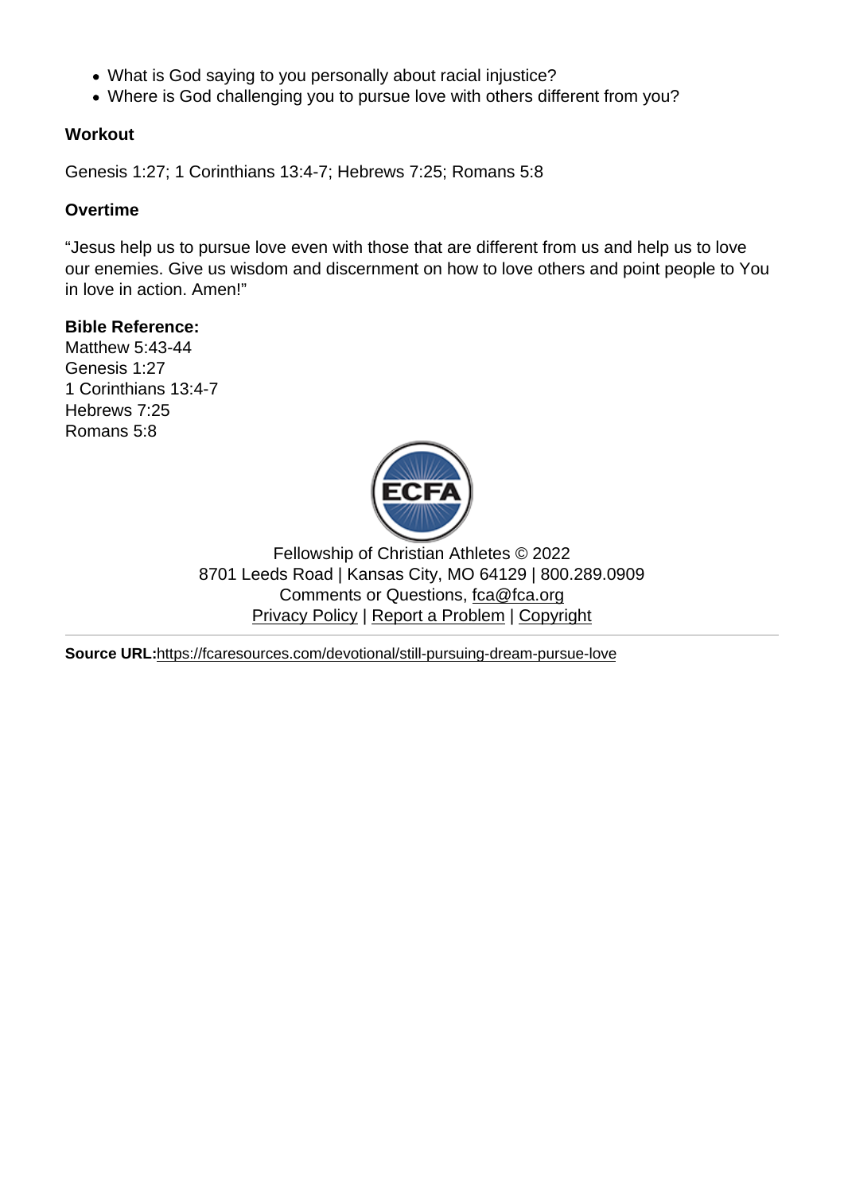- What is God saying to you personally about racial injustice?
- Where is God challenging you to pursue love with others different from you?

**Workout**

Genesis 1:27; 1 Corinthians 13:4-7; Hebrews 7:25; Romans 5:8

**Overtime**

"Jesus help us to pursue love even with those that are different from us and help us to love our enemies. Give us wisdom and discernment on how to love others and point people to You in love in action. Amen!"

**Bible Reference:**
Matthew 5:43-44
Genesis 1:27
1 Corinthians 13:4-7
Hebrews 7:25
Romans 5:8

ECFA

Fellowship of Christian Athletes © 2022
8701 Leeds Road | Kansas City, MO 64129 | 800.289.0909
Comments or Questions, fca@fca.org
Privacy Policy | Report a Problem | Copyright

**Source URL:** https://fcaresources.com/devotional/still-pursuing-dream-pursue-love